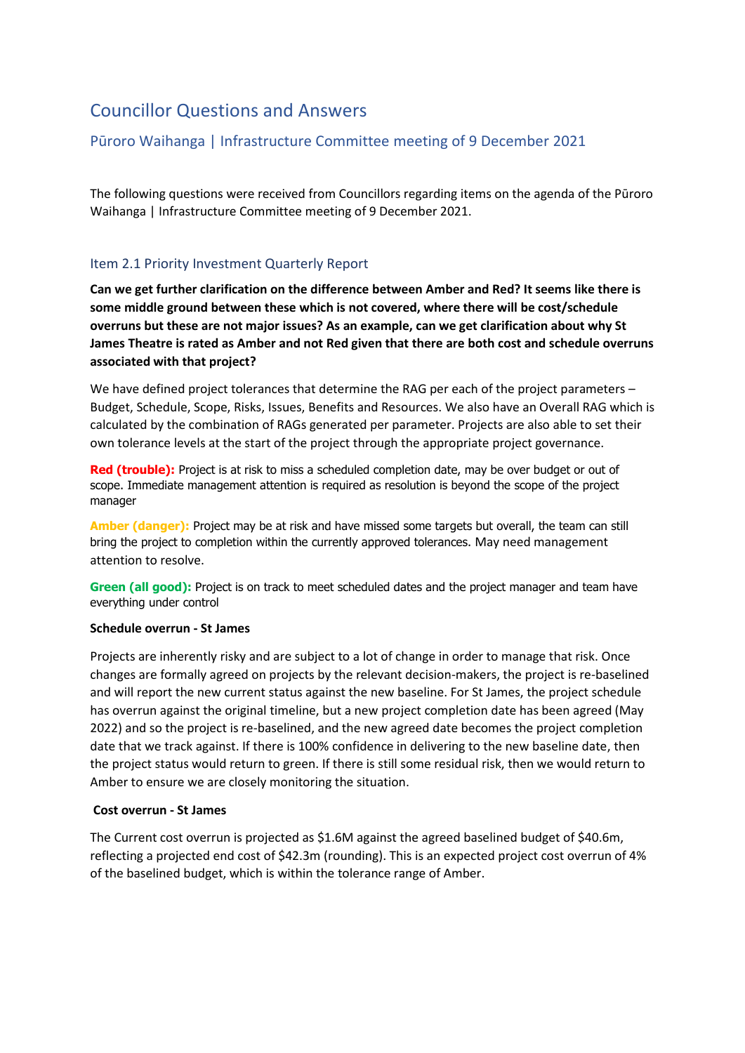# Councillor Questions and Answers

## Pūroro Waihanga | Infrastructure Committee meeting of 9 December 2021

The following questions were received from Councillors regarding items on the agenda of the Pūroro Waihanga | Infrastructure Committee meeting of 9 December 2021.

### Item 2.1 Priority Investment Quarterly Report

**Can we get further clarification on the difference between Amber and Red? It seems like there is some middle ground between these which is not covered, where there will be cost/schedule overruns but these are not major issues? As an example, can we get clarification about why St James Theatre is rated as Amber and not Red given that there are both cost and schedule overruns associated with that project?**

We have defined project tolerances that determine the RAG per each of the project parameters – Budget, Schedule, Scope, Risks, Issues, Benefits and Resources. We also have an Overall RAG which is calculated by the combination of RAGs generated per parameter. Projects are also able to set their own tolerance levels at the start of the project through the appropriate project governance.

**Red (trouble):** Project is at risk to miss a scheduled completion date, may be over budget or out of scope. Immediate management attention is required as resolution is beyond the scope of the project manager

**Amber (danger):** Project may be at risk and have missed some targets but overall, the team can still bring the project to completion within the currently approved tolerances. May need management attention to resolve.

**Green (all good):** Project is on track to meet scheduled dates and the project manager and team have everything under control

**Schedule overrun - St James**

Projects are inherently risky and are subject to a lot of change in order to manage that risk. Once changes are formally agreed on projects by the relevant decision-makers, the project is re-baselined and will report the new current status against the new baseline. For St James, the project schedule has overrun against the original timeline, but a new project completion date has been agreed (May 2022) and so the project is re-baselined, and the new agreed date becomes the project completion date that we track against. If there is 100% confidence in delivering to the new baseline date, then the project status would return to green. If there is still some residual risk, then we would return to Amber to ensure we are closely monitoring the situation.

**Cost overrun - St James**

The Current cost overrun is projected as $1.6M against the agreed baselined budget of $40.6m, reflecting a projected end cost of $42.3m (rounding). This is an expected project cost overrun of 4% of the baselined budget, which is within the tolerance range of Amber.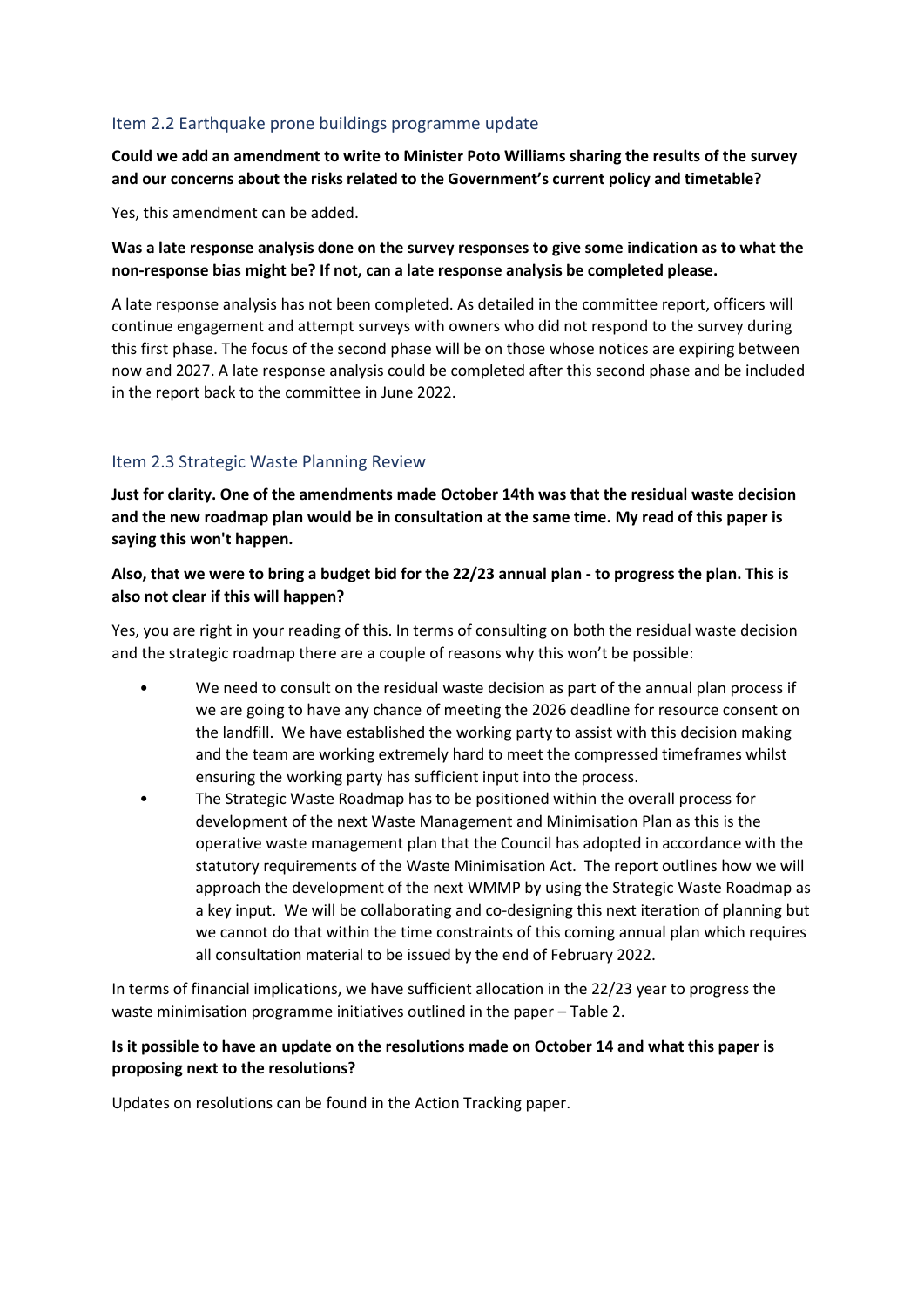## Item 2.2 Earthquake prone buildings programme update

**Could we add an amendment to write to Minister Poto Williams sharing the results of the survey and our concerns about the risks related to the Government's current policy and timetable?**

Yes, this amendment can be added.

**Was a late response analysis done on the survey responses to give some indication as to what the non-response bias might be? If not, can a late response analysis be completed please.**

A late response analysis has not been completed. As detailed in the committee report, officers will continue engagement and attempt surveys with owners who did not respond to the survey during this first phase. The focus of the second phase will be on those whose notices are expiring between now and 2027. A late response analysis could be completed after this second phase and be included in the report back to the committee in June 2022.

## Item 2.3 Strategic Waste Planning Review

**Just for clarity. One of the amendments made October 14th was that the residual waste decision and the new roadmap plan would be in consultation at the same time. My read of this paper is saying this won't happen.**

**Also, that we were to bring a budget bid for the 22/23 annual plan - to progress the plan. This is also not clear if this will happen?**

Yes, you are right in your reading of this. In terms of consulting on both the residual waste decision and the strategic roadmap there are a couple of reasons why this won't be possible:

- We need to consult on the residual waste decision as part of the annual plan process if we are going to have any chance of meeting the 2026 deadline for resource consent on the landfill. We have established the working party to assist with this decision making and the team are working extremely hard to meet the compressed timeframes whilst ensuring the working party has sufficient input into the process.
- The Strategic Waste Roadmap has to be positioned within the overall process for development of the next Waste Management and Minimisation Plan as this is the operative waste management plan that the Council has adopted in accordance with the statutory requirements of the Waste Minimisation Act. The report outlines how we will approach the development of the next WMMP by using the Strategic Waste Roadmap as a key input. We will be collaborating and co-designing this next iteration of planning but we cannot do that within the time constraints of this coming annual plan which requires all consultation material to be issued by the end of February 2022.

In terms of financial implications, we have sufficient allocation in the 22/23 year to progress the waste minimisation programme initiatives outlined in the paper – Table 2.

**Is it possible to have an update on the resolutions made on October 14 and what this paper is proposing next to the resolutions?**

Updates on resolutions can be found in the Action Tracking paper.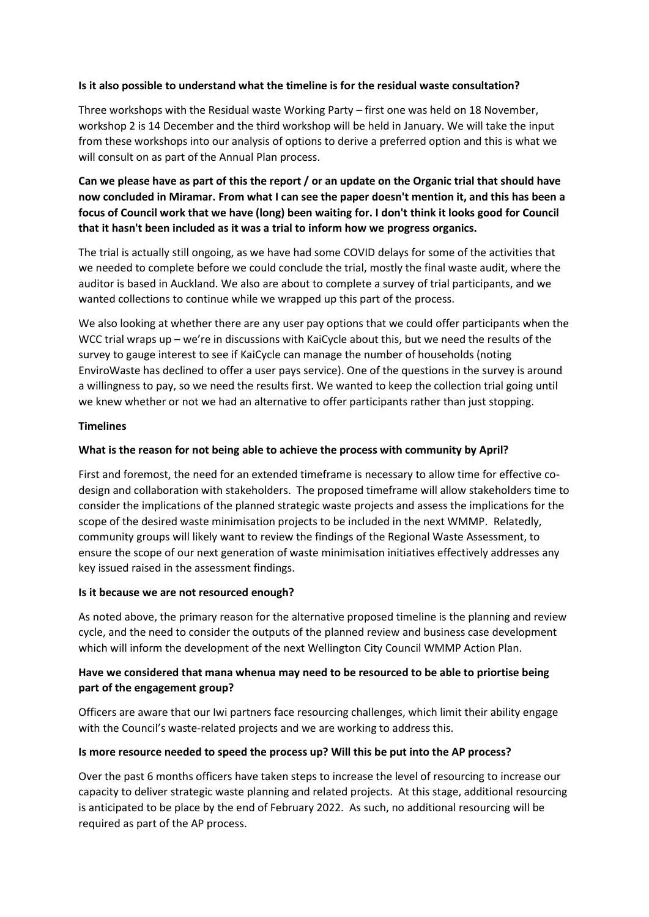**Is it also possible to understand what the timeline is for the residual waste consultation?**

Three workshops with the Residual waste Working Party – first one was held on 18 November, workshop 2 is 14 December and the third workshop will be held in January. We will take the input from these workshops into our analysis of options to derive a preferred option and this is what we will consult on as part of the Annual Plan process.

**Can we please have as part of this the report / or an update on the Organic trial that should have now concluded in Miramar. From what I can see the paper doesn't mention it, and this has been a focus of Council work that we have (long) been waiting for. I don't think it looks good for Council that it hasn't been included as it was a trial to inform how we progress organics.**

The trial is actually still ongoing, as we have had some COVID delays for some of the activities that we needed to complete before we could conclude the trial, mostly the final waste audit, where the auditor is based in Auckland. We also are about to complete a survey of trial participants, and we wanted collections to continue while we wrapped up this part of the process.

We also looking at whether there are any user pay options that we could offer participants when the WCC trial wraps up – we're in discussions with KaiCycle about this, but we need the results of the survey to gauge interest to see if KaiCycle can manage the number of households (noting EnviroWaste has declined to offer a user pays service). One of the questions in the survey is around a willingness to pay, so we need the results first. We wanted to keep the collection trial going until we knew whether or not we had an alternative to offer participants rather than just stopping.

**Timelines**

**What is the reason for not being able to achieve the process with community by April?**

First and foremost, the need for an extended timeframe is necessary to allow time for effective co-design and collaboration with stakeholders. The proposed timeframe will allow stakeholders time to consider the implications of the planned strategic waste projects and assess the implications for the scope of the desired waste minimisation projects to be included in the next WMMP. Relatedly, community groups will likely want to review the findings of the Regional Waste Assessment, to ensure the scope of our next generation of waste minimisation initiatives effectively addresses any key issued raised in the assessment findings.

**Is it because we are not resourced enough?**

As noted above, the primary reason for the alternative proposed timeline is the planning and review cycle, and the need to consider the outputs of the planned review and business case development which will inform the development of the next Wellington City Council WMMP Action Plan.

**Have we considered that mana whenua may need to be resourced to be able to priortise being part of the engagement group?**

Officers are aware that our Iwi partners face resourcing challenges, which limit their ability engage with the Council's waste-related projects and we are working to address this.

**Is more resource needed to speed the process up? Will this be put into the AP process?**

Over the past 6 months officers have taken steps to increase the level of resourcing to increase our capacity to deliver strategic waste planning and related projects. At this stage, additional resourcing is anticipated to be place by the end of February 2022. As such, no additional resourcing will be required as part of the AP process.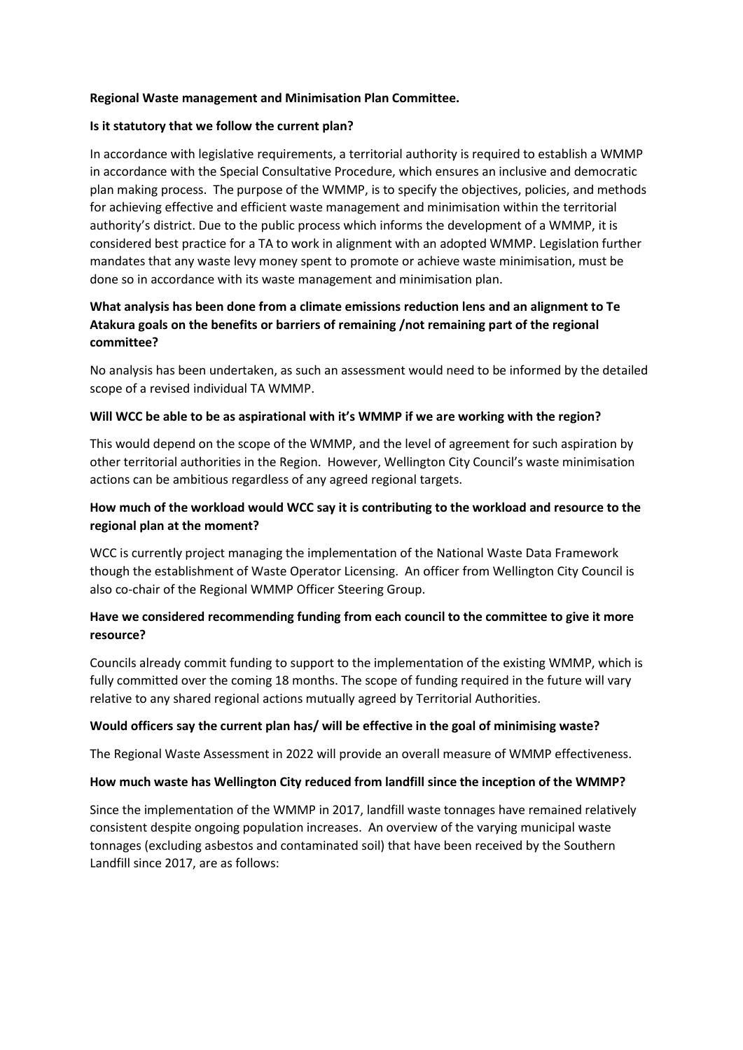**Regional Waste management and Minimisation Plan Committee.**

**Is it statutory that we follow the current plan?**

In accordance with legislative requirements, a territorial authority is required to establish a WMMP in accordance with the Special Consultative Procedure, which ensures an inclusive and democratic plan making process. The purpose of the WMMP, is to specify the objectives, policies, and methods for achieving effective and efficient waste management and minimisation within the territorial authority's district. Due to the public process which informs the development of a WMMP, it is considered best practice for a TA to work in alignment with an adopted WMMP. Legislation further mandates that any waste levy money spent to promote or achieve waste minimisation, must be done so in accordance with its waste management and minimisation plan.

**What analysis has been done from a climate emissions reduction lens and an alignment to Te Atakura goals on the benefits or barriers of remaining /not remaining part of the regional committee?**

No analysis has been undertaken, as such an assessment would need to be informed by the detailed scope of a revised individual TA WMMP.

**Will WCC be able to be as aspirational with it's WMMP if we are working with the region?**

This would depend on the scope of the WMMP, and the level of agreement for such aspiration by other territorial authorities in the Region. However, Wellington City Council's waste minimisation actions can be ambitious regardless of any agreed regional targets.

**How much of the workload would WCC say it is contributing to the workload and resource to the regional plan at the moment?**

WCC is currently project managing the implementation of the National Waste Data Framework though the establishment of Waste Operator Licensing. An officer from Wellington City Council is also co-chair of the Regional WMMP Officer Steering Group.

**Have we considered recommending funding from each council to the committee to give it more resource?**

Councils already commit funding to support to the implementation of the existing WMMP, which is fully committed over the coming 18 months. The scope of funding required in the future will vary relative to any shared regional actions mutually agreed by Territorial Authorities.

**Would officers say the current plan has/ will be effective in the goal of minimising waste?**

The Regional Waste Assessment in 2022 will provide an overall measure of WMMP effectiveness.

**How much waste has Wellington City reduced from landfill since the inception of the WMMP?**

Since the implementation of the WMMP in 2017, landfill waste tonnages have remained relatively consistent despite ongoing population increases. An overview of the varying municipal waste tonnages (excluding asbestos and contaminated soil) that have been received by the Southern Landfill since 2017, are as follows: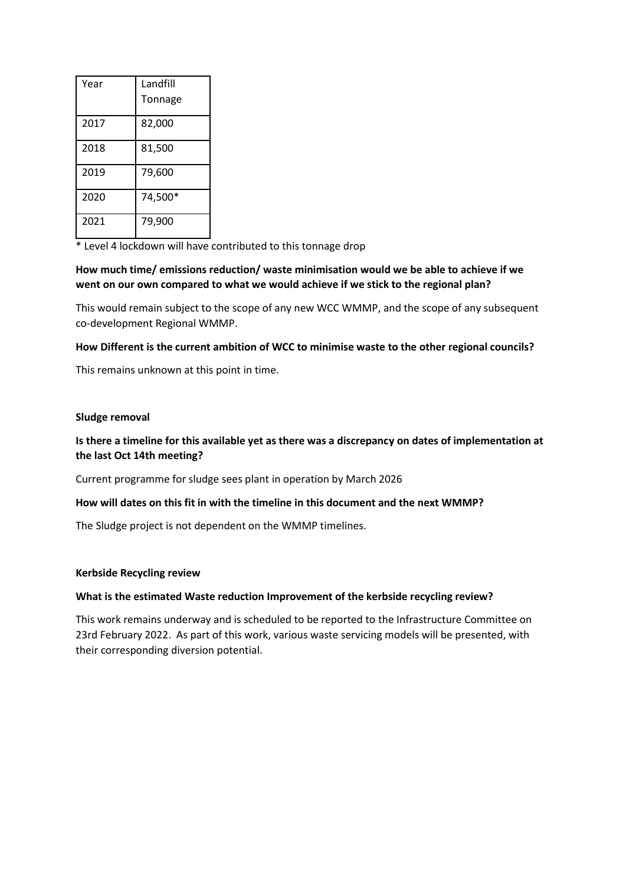| Year | Landfill Tonnage |
|---|---|
| 2017 | 82,000 |
| 2018 | 81,500 |
| 2019 | 79,600 |
| 2020 | 74,500* |
| 2021 | 79,900 |

* Level 4 lockdown will have contributed to this tonnage drop

**How much time/ emissions reduction/ waste minimisation would we be able to achieve if we went on our own compared to what we would achieve if we stick to the regional plan?**

This would remain subject to the scope of any new WCC WMMP, and the scope of any subsequent co-development Regional WMMP.

**How Different is the current ambition of WCC to minimise waste to the other regional councils?**

This remains unknown at this point in time.

**Sludge removal**

**Is there a timeline for this available yet as there was a discrepancy on dates of implementation at the last Oct 14th meeting?**

Current programme for sludge sees plant in operation by March 2026

**How will dates on this fit in with the timeline in this document and the next WMMP?**

The Sludge project is not dependent on the WMMP timelines.

**Kerbside Recycling review**

**What is the estimated Waste reduction Improvement of the kerbside recycling review?**

This work remains underway and is scheduled to be reported to the Infrastructure Committee on 23rd February 2022. As part of this work, various waste servicing models will be presented, with their corresponding diversion potential.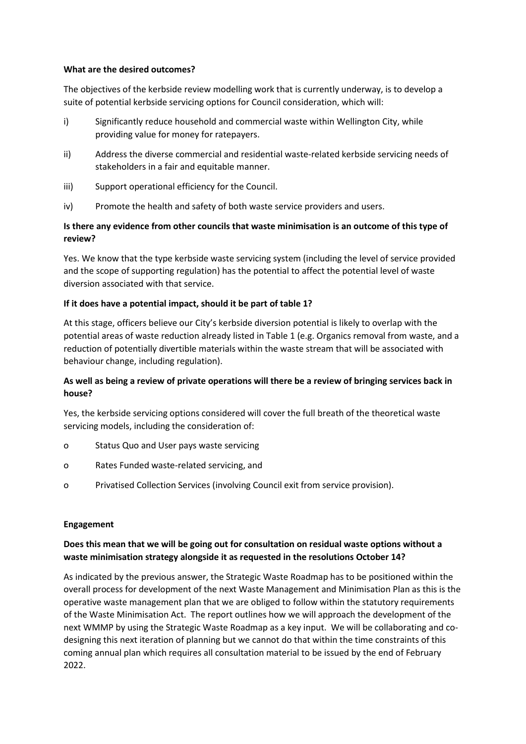**What are the desired outcomes?**

The objectives of the kerbside review modelling work that is currently underway, is to develop a suite of potential kerbside servicing options for Council consideration, which will:

i) Significantly reduce household and commercial waste within Wellington City, while providing value for money for ratepayers.

ii) Address the diverse commercial and residential waste-related kerbside servicing needs of stakeholders in a fair and equitable manner.

iii) Support operational efficiency for the Council.

iv) Promote the health and safety of both waste service providers and users.

**Is there any evidence from other councils that waste minimisation is an outcome of this type of review?**

Yes. We know that the type kerbside waste servicing system (including the level of service provided and the scope of supporting regulation) has the potential to affect the potential level of waste diversion associated with that service.

**If it does have a potential impact, should it be part of table 1?**

At this stage, officers believe our City's kerbside diversion potential is likely to overlap with the potential areas of waste reduction already listed in Table 1 (e.g. Organics removal from waste, and a reduction of potentially divertible materials within the waste stream that will be associated with behaviour change, including regulation).

**As well as being a review of private operations will there be a review of bringing services back in house?**

Yes, the kerbside servicing options considered will cover the full breath of the theoretical waste servicing models, including the consideration of:

- Status Quo and User pays waste servicing
- Rates Funded waste-related servicing, and
- Privatised Collection Services (involving Council exit from service provision).

**Engagement**

**Does this mean that we will be going out for consultation on residual waste options without a waste minimisation strategy alongside it as requested in the resolutions October 14?**

As indicated by the previous answer, the Strategic Waste Roadmap has to be positioned within the overall process for development of the next Waste Management and Minimisation Plan as this is the operative waste management plan that we are obliged to follow within the statutory requirements of the Waste Minimisation Act. The report outlines how we will approach the development of the next WMMP by using the Strategic Waste Roadmap as a key input. We will be collaborating and co-designing this next iteration of planning but we cannot do that within the time constraints of this coming annual plan which requires all consultation material to be issued by the end of February 2022.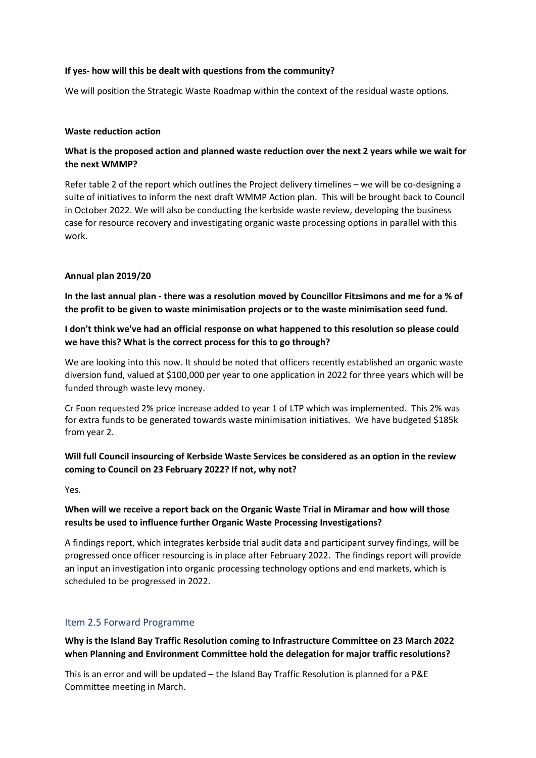**If yes- how will this be dealt with questions from the community?**

We will position the Strategic Waste Roadmap within the context of the residual waste options.

**Waste reduction action**

**What is the proposed action and planned waste reduction over the next 2 years while we wait for the next WMMP?**

Refer table 2 of the report which outlines the Project delivery timelines – we will be co-designing a suite of initiatives to inform the next draft WMMP Action plan. This will be brought back to Council in October 2022. We will also be conducting the kerbside waste review, developing the business case for resource recovery and investigating organic waste processing options in parallel with this work.

**Annual plan 2019/20**

**In the last annual plan - there was a resolution moved by Councillor Fitzsimons and me for a % of the profit to be given to waste minimisation projects or to the waste minimisation seed fund.**

**I don't think we've had an official response on what happened to this resolution so please could we have this? What is the correct process for this to go through?**

We are looking into this now. It should be noted that officers recently established an organic waste diversion fund, valued at $100,000 per year to one application in 2022 for three years which will be funded through waste levy money.

Cr Foon requested 2% price increase added to year 1 of LTP which was implemented. This 2% was for extra funds to be generated towards waste minimisation initiatives. We have budgeted $185k from year 2.

**Will full Council insourcing of Kerbside Waste Services be considered as an option in the review coming to Council on 23 February 2022? If not, why not?**

Yes.

**When will we receive a report back on the Organic Waste Trial in Miramar and how will those results be used to influence further Organic Waste Processing Investigations?**

A findings report, which integrates kerbside trial audit data and participant survey findings, will be progressed once officer resourcing is in place after February 2022. The findings report will provide an input an investigation into organic processing technology options and end markets, which is scheduled to be progressed in 2022.

## Item 2.5 Forward Programme

**Why is the Island Bay Traffic Resolution coming to Infrastructure Committee on 23 March 2022 when Planning and Environment Committee hold the delegation for major traffic resolutions?**

This is an error and will be updated – the Island Bay Traffic Resolution is planned for a P&E Committee meeting in March.